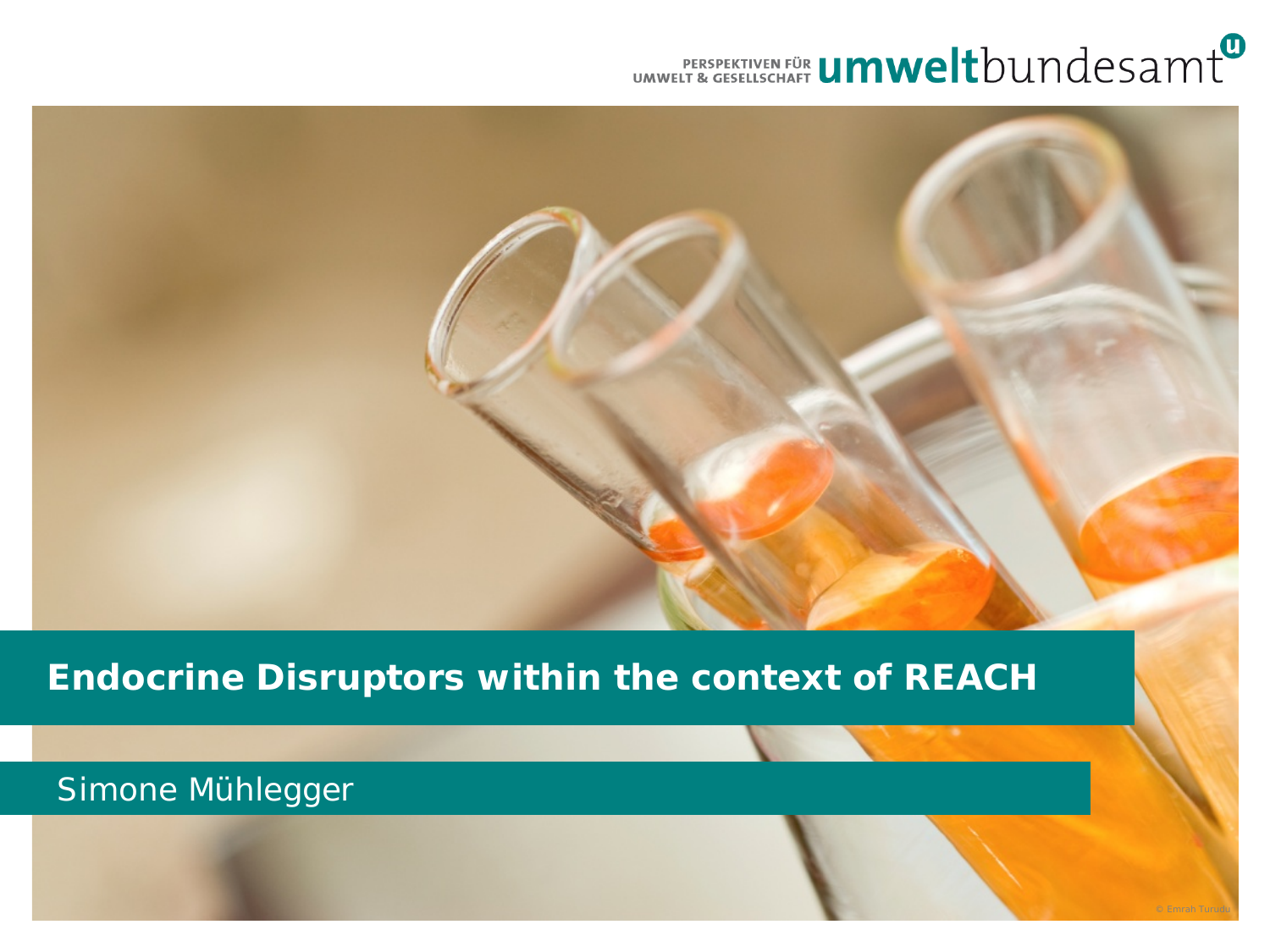PERSPEKTIVEN FÜR UMWELT & GESELLSCHAFT umweltbundesamt

# Endocrine Disruptors within the context of REACH

Simone Mühlegger

© Emrah Turudu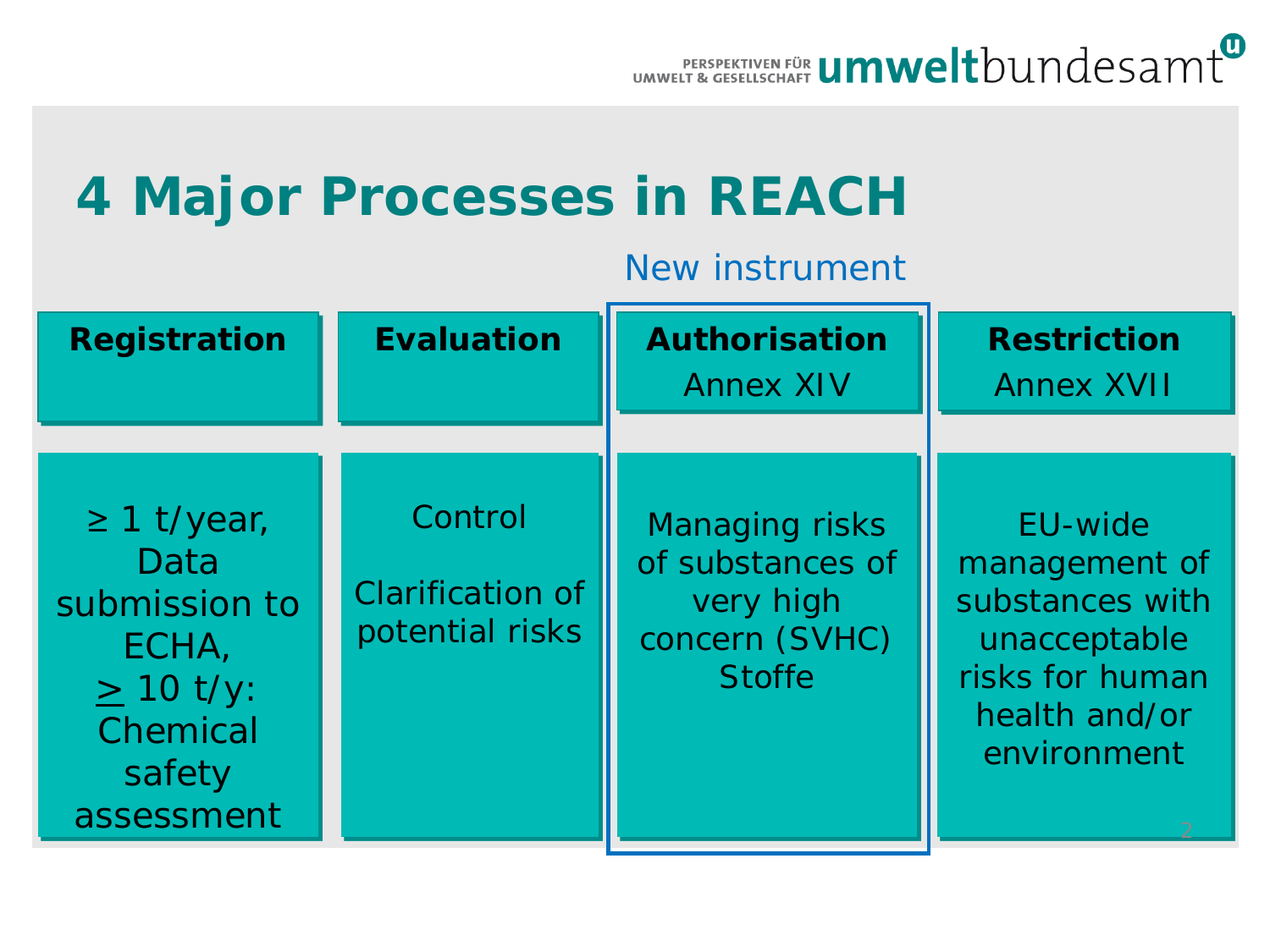# 4 Major Processes in REACH

New instrument

| Registration | Evaluation | Authorisation Annex XIV | Restriction Annex XVII |
|---|---|---|---|
| ≥ 1 t/year, Data submission to ECHA, ≥ 10 t/y: Chemical safety assessment | Control<br><br>Clarification of potential risks | Managing risks of substances of very high concern (SVHC) Stoffe | EU-wide management of substances with unacceptable risks for human health and/or environment |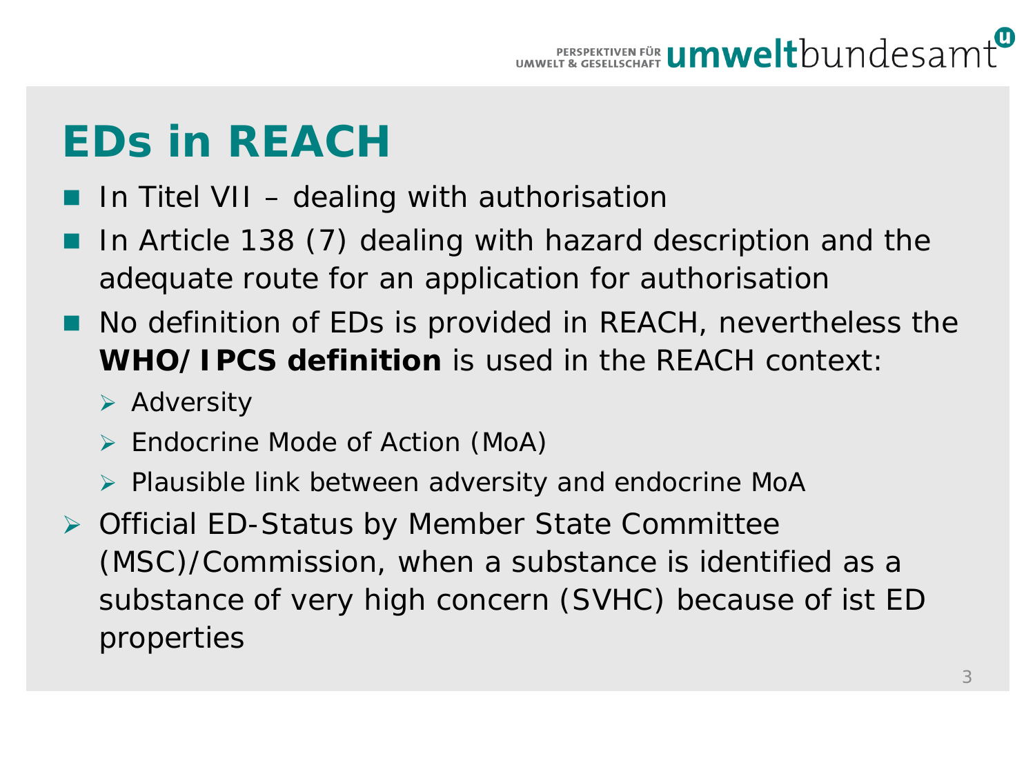# EDs in REACH

- In Titel VII – dealing with authorisation
- In Article 138 (7) dealing with hazard description and the adequate route for an application for authorisation
- No definition of EDs is provided in REACH, nevertheless the **WHO/IPCS definition** is used in the REACH context:
  - Adversity
  - Endocrine Mode of Action (MoA)
  - Plausible link between adversity and endocrine MoA
- Official ED-Status by Member State Committee (MSC)/Commission, when a substance is identified as a substance of very high concern (SVHC) because of ist ED properties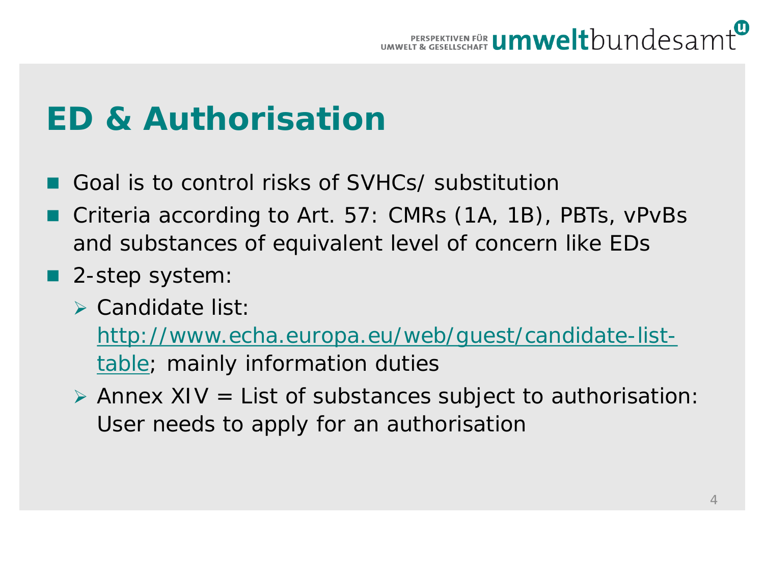# ED & Authorisation

- Goal is to control risks of SVHCs/ substitution
- Criteria according to Art. 57: CMRs (1A, 1B), PBTs, vPvBs and substances of equivalent level of concern like EDs
- 2-step system:
  - Candidate list: [http://www.echa.europa.eu/web/guest/candidate-list-table](http://www.echa.europa.eu/web/guest/candidate-list-table); mainly information duties
  - Annex XIV = List of substances subject to authorisation: User needs to apply for an authorisation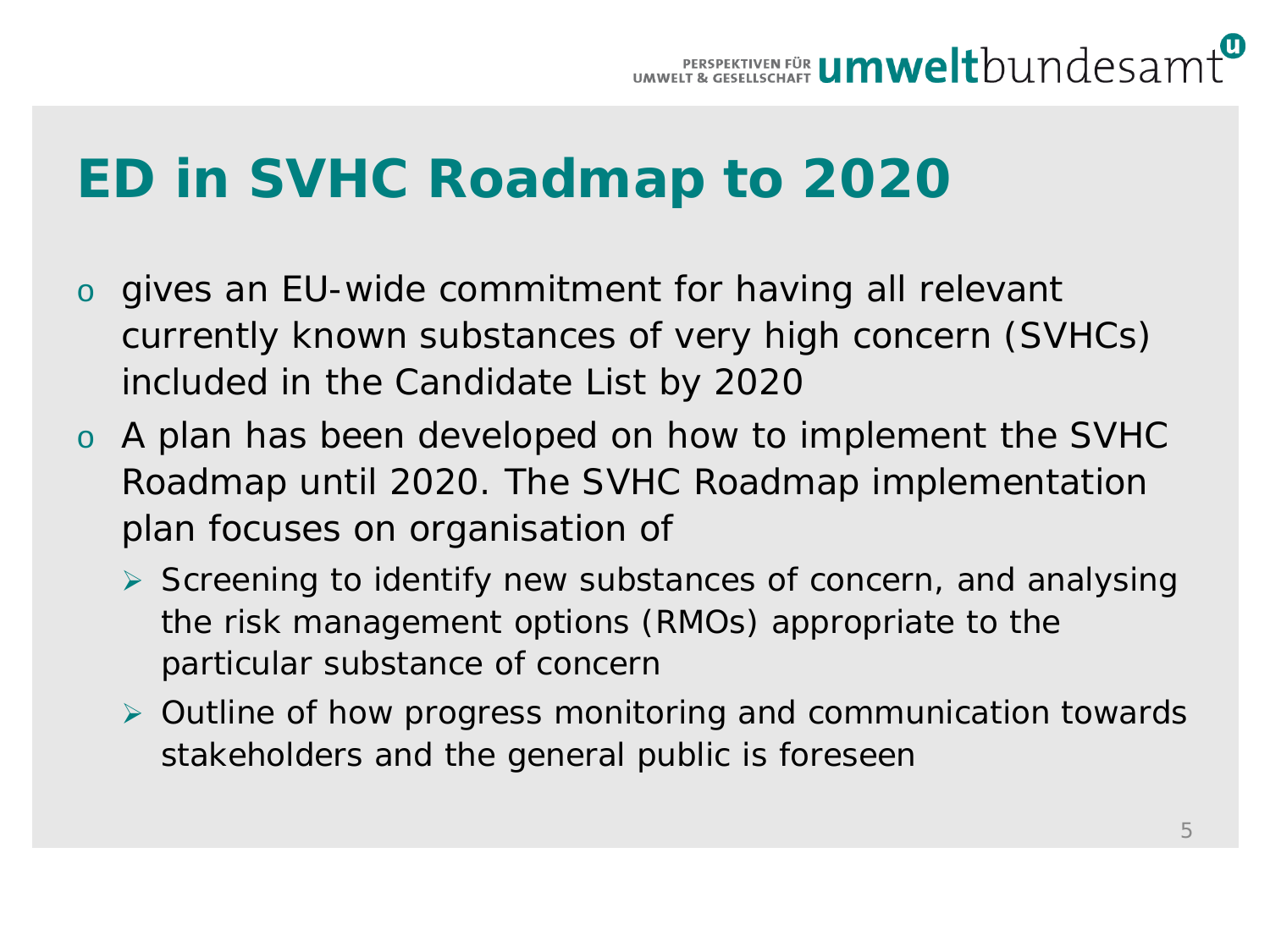# ED in SVHC Roadmap to 2020

- gives an EU-wide commitment for having all relevant currently known substances of very high concern (SVHCs) included in the Candidate List by 2020
- A plan has been developed on how to implement the SVHC Roadmap until 2020. The SVHC Roadmap implementation plan focuses on organisation of
  - Screening to identify new substances of concern, and analysing the risk management options (RMOs) appropriate to the particular substance of concern
  - Outline of how progress monitoring and communication towards stakeholders and the general public is foreseen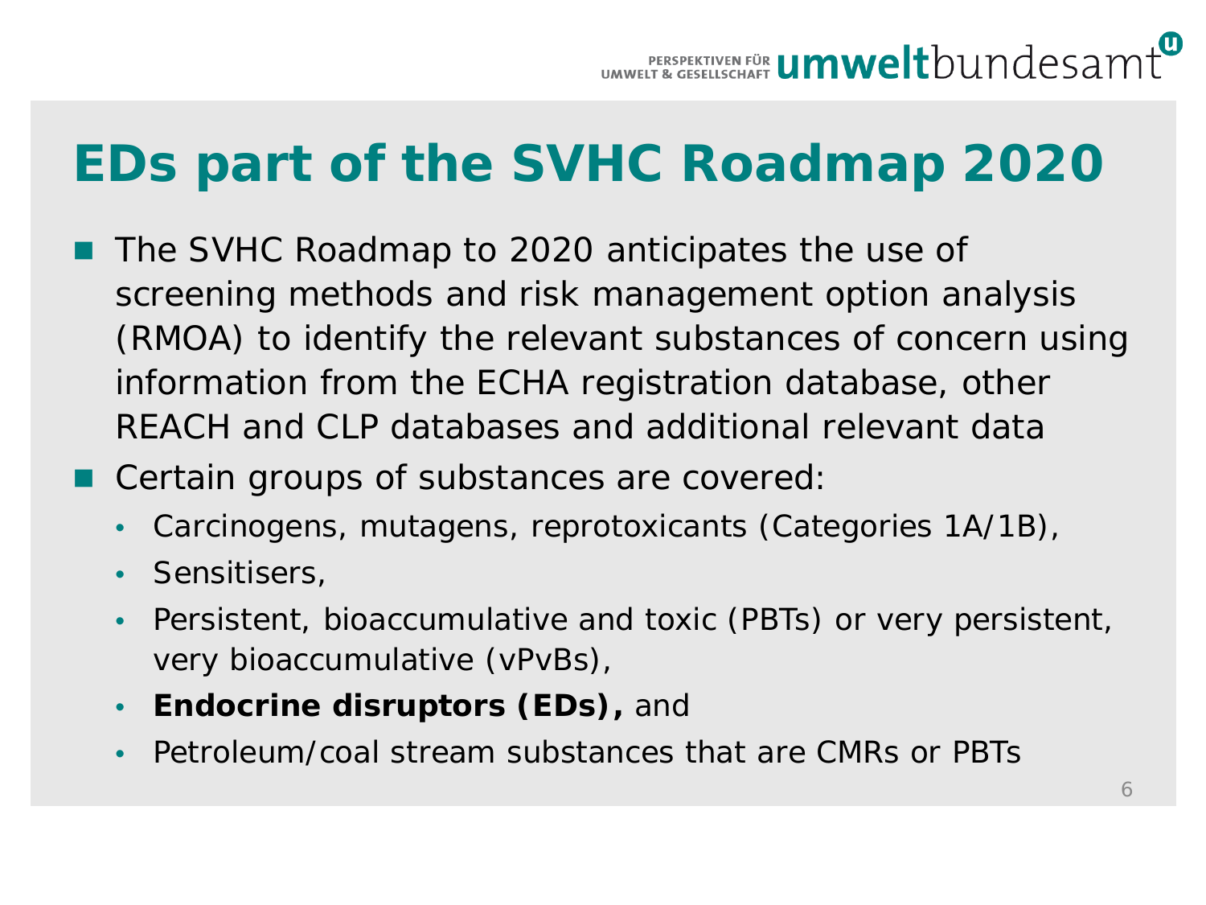# EDs part of the SVHC Roadmap 2020

- The SVHC Roadmap to 2020 anticipates the use of screening methods and risk management option analysis (RMOA) to identify the relevant substances of concern using information from the ECHA registration database, other REACH and CLP databases and additional relevant data
- Certain groups of substances are covered:
  - Carcinogens, mutagens, reprotoxicants (Categories 1A/1B),
  - Sensitisers,
  - Persistent, bioaccumulative and toxic (PBTs) or very persistent, very bioaccumulative (vPvBs),
  - **Endocrine disruptors (EDs),** and
  - Petroleum/coal stream substances that are CMRs or PBTs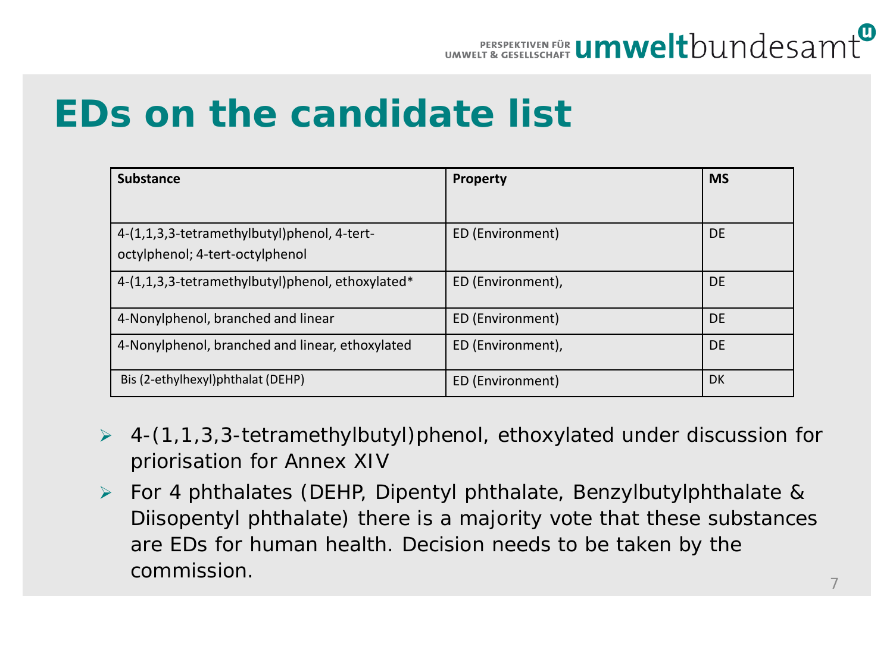# EDs on the candidate list

| Substance | Property | MS |
|---|---|---|
| 4-(1,1,3,3-tetramethylbutyl)phenol, 4-tert-octylphenol; 4-tert-octylphenol | ED (Environment) | DE |
| 4-(1,1,3,3-tetramethylbutyl)phenol, ethoxylated* | ED (Environment), | DE |
| 4-Nonylphenol, branched and linear | ED (Environment) | DE |
| 4-Nonylphenol, branched and linear, ethoxylated | ED (Environment), | DE |
| Bis (2-ethylhexyl)phthalat (DEHP) | ED (Environment) | DK |

- 4-(1,1,3,3-tetramethylbutyl)phenol, ethoxylated under discussion for priorisation for Annex XIV
- For 4 phthalates (DEHP, Dipentyl phthalate, Benzylbutylphthalate & Diisopentyl phthalate) there is a majority vote that these substances are EDs for human health. Decision needs to be taken by the commission.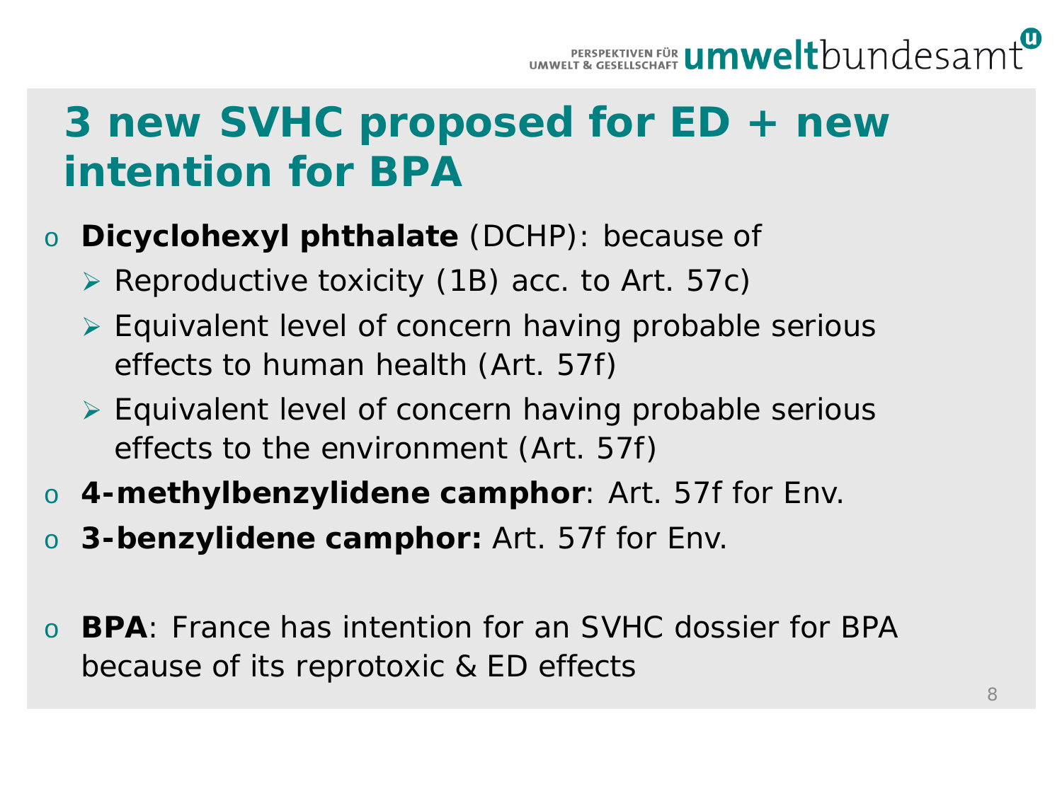# 3 new SVHC proposed for ED + new intention for BPA

- **Dicyclohexyl phthalate** (DCHP): because of
  - Reproductive toxicity (1B) acc. to Art. 57c)
  - Equivalent level of concern having probable serious effects to human health (Art. 57f)
  - Equivalent level of concern having probable serious effects to the environment (Art. 57f)
- **4-methylbenzylidene camphor**: Art. 57f for Env.
- **3-benzylidene camphor:** Art. 57f for Env.

- **BPA**: France has intention for an SVHC dossier for BPA because of its reprotoxic & ED effects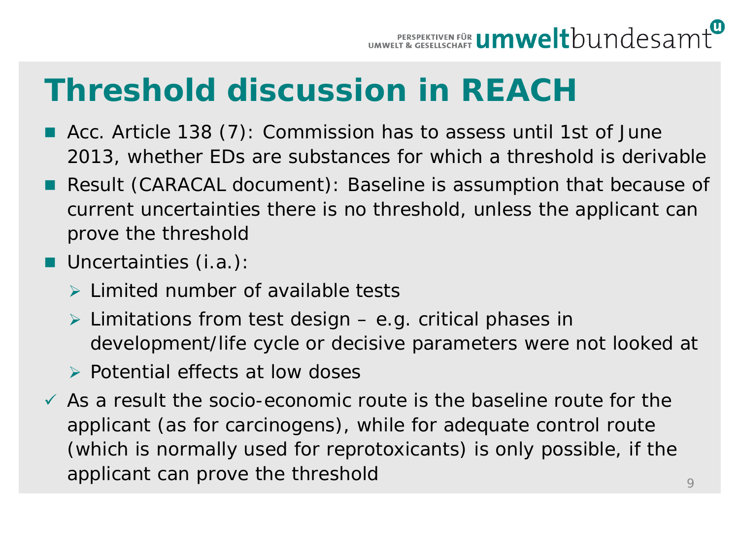# Threshold discussion in REACH

- Acc. Article 138 (7): Commission has to assess until 1st of June 2013, whether EDs are substances for which a threshold is derivable
- Result (CARACAL document): Baseline is assumption that because of current uncertainties there is no threshold, unless the applicant can prove the threshold
- Uncertainties (i.a.):
  - Limited number of available tests
  - Limitations from test design – e.g. critical phases in development/life cycle or decisive parameters were not looked at
  - Potential effects at low doses
- ✓ As a result the socio-economic route is the baseline route for the applicant (as for carcinogens), while for adequate control route (which is normally used for reprotoxicants) is only possible, if the applicant can prove the threshold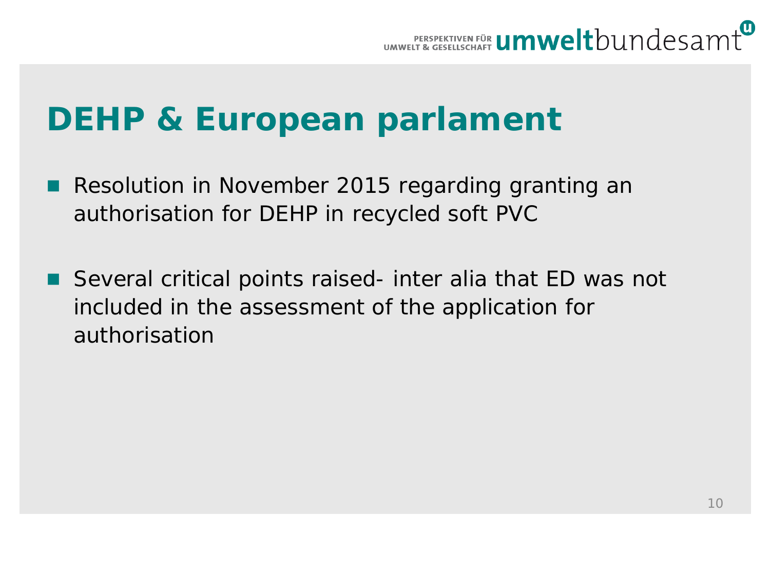# DEHP & European parlament

- Resolution in November 2015 regarding granting an authorisation for DEHP in recycled soft PVC

- Several critical points raised- inter alia that ED was not included in the assessment of the application for authorisation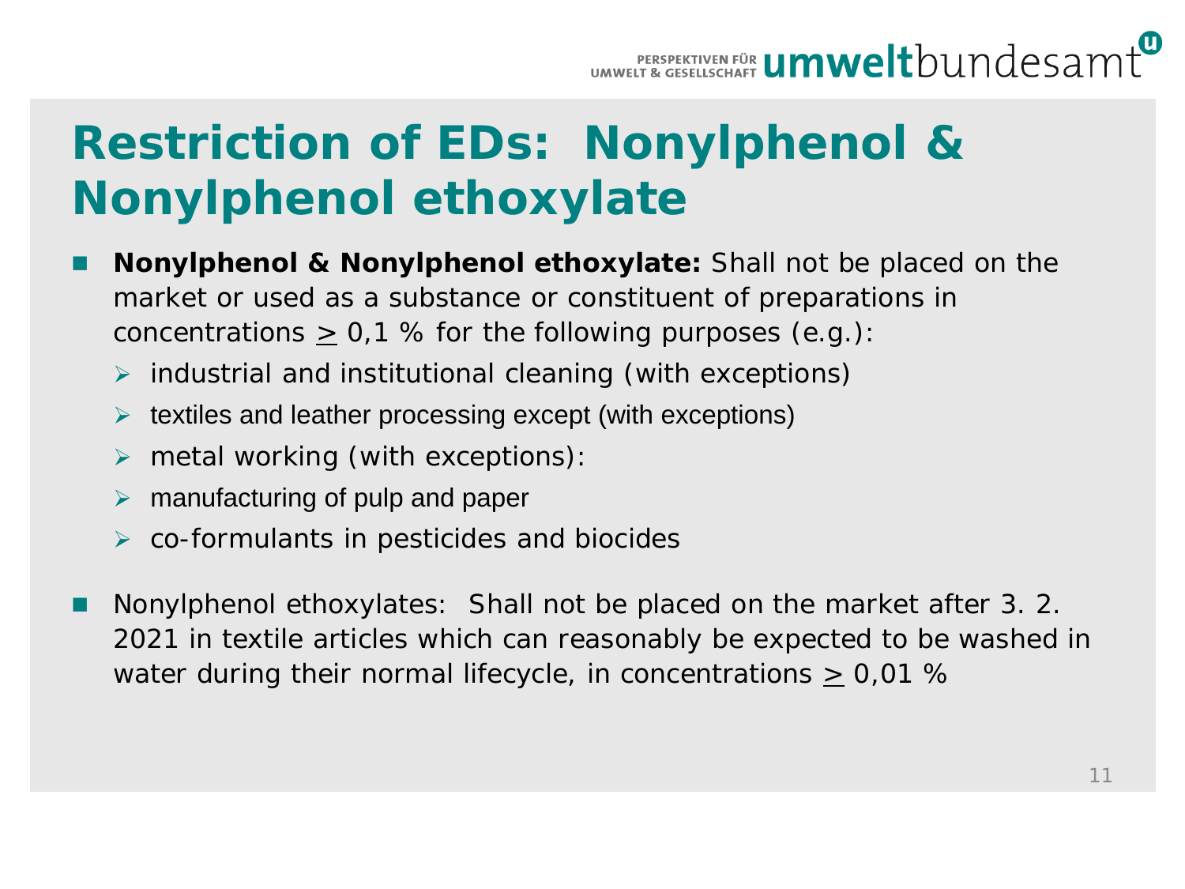# Restriction of EDs: Nonylphenol & Nonylphenol ethoxylate

- **Nonylphenol & Nonylphenol ethoxylate:** Shall not be placed on the market or used as a substance or constituent of preparations in concentrations $\geq$ 0,1 % for the following purposes (e.g.):
  - industrial and institutional cleaning (with exceptions)
  - textiles and leather processing except (with exceptions)
  - metal working (with exceptions):
  - manufacturing of pulp and paper
  - co-formulants in pesticides and biocides
- Nonylphenol ethoxylates: Shall not be placed on the market after 3. 2. 2021 in textile articles which can reasonably be expected to be washed in water during their normal lifecycle, in concentrations $\geq$ 0,01 %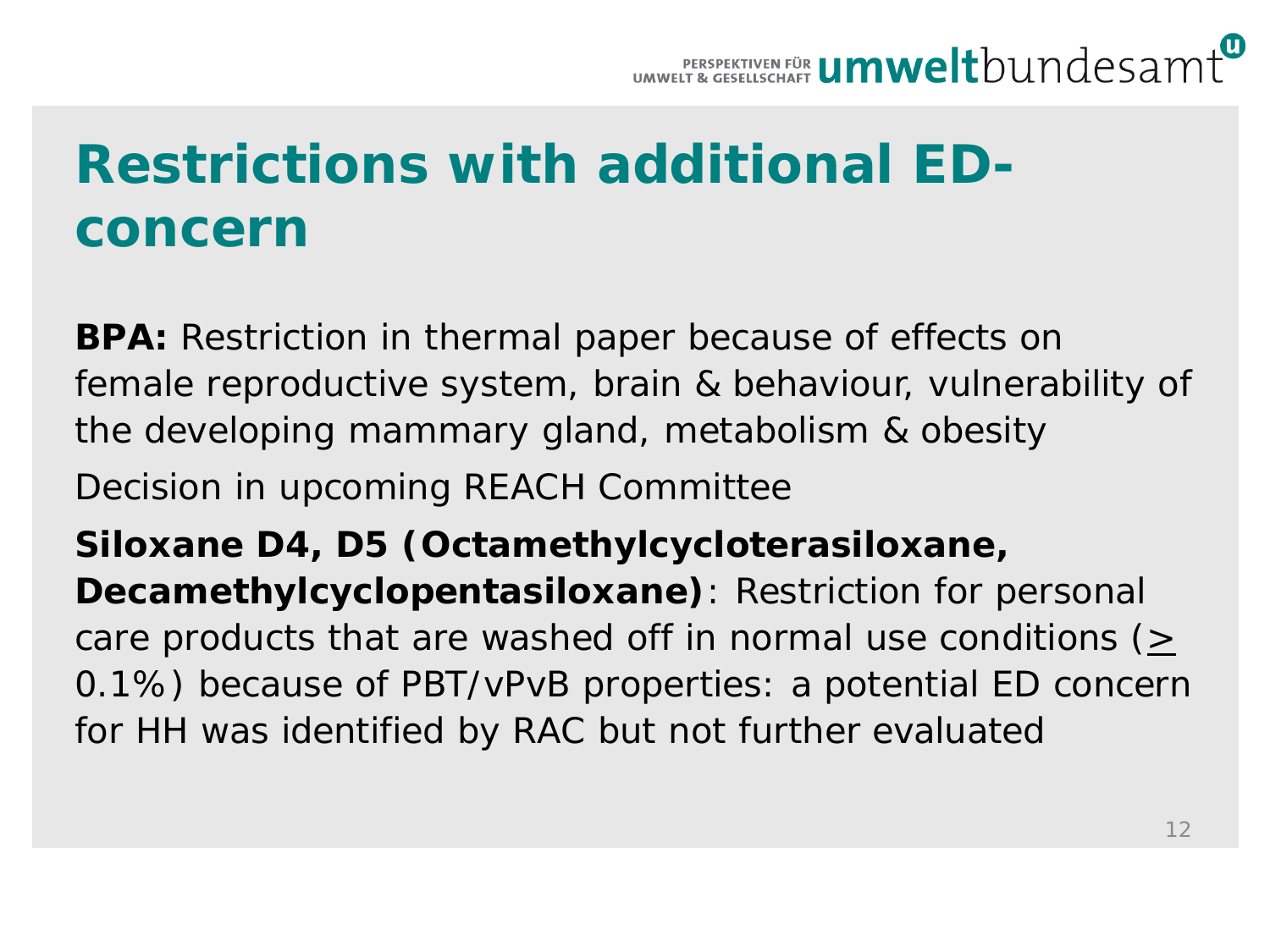# Restrictions with additional ED-concern

**BPA:** Restriction in thermal paper because of effects on female reproductive system, brain & behaviour, vulnerability of the developing mammary gland, metabolism & obesity

Decision in upcoming REACH Committee

**Siloxane D4, D5 (Octamethylcycloterasiloxane, Decamethylcyclopentasiloxane)**: Restriction for personal care products that are washed off in normal use conditions (≥ 0.1%) because of PBT/vPvB properties: a potential ED concern for HH was identified by RAC but not further evaluated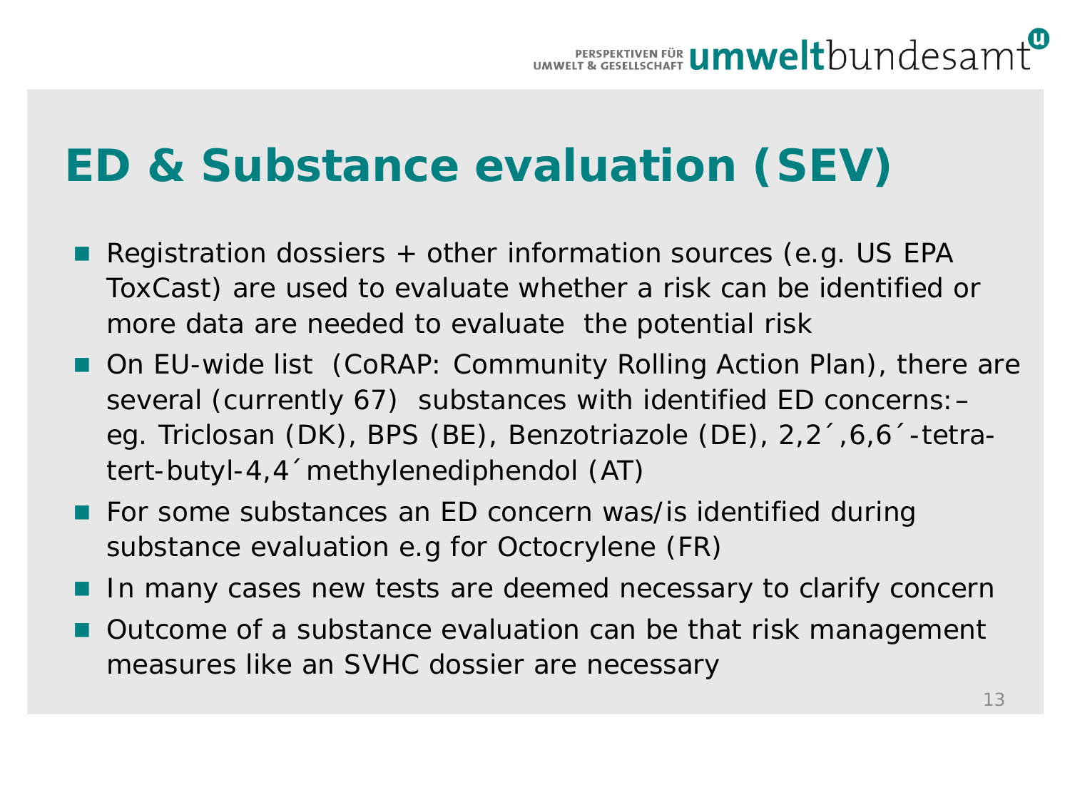# ED & Substance evaluation (SEV)

- Registration dossiers + other information sources (e.g. US EPA ToxCast) are used to evaluate whether a risk can be identified or more data are needed to evaluate  the potential risk
- On EU-wide list  (CoRAP: Community Rolling Action Plan), there are several (currently 67)  substances with identified ED concerns:– eg. Triclosan (DK), BPS (BE), Benzotriazole (DE), 2,2´,6,6´-tetra-tert-butyl-4,4´methylenediphendol (AT)
- For some substances an ED concern was/is identified during substance evaluation e.g for Octocrylene (FR)
- In many cases new tests are deemed necessary to clarify concern
- Outcome of a substance evaluation can be that risk management measures like an SVHC dossier are necessary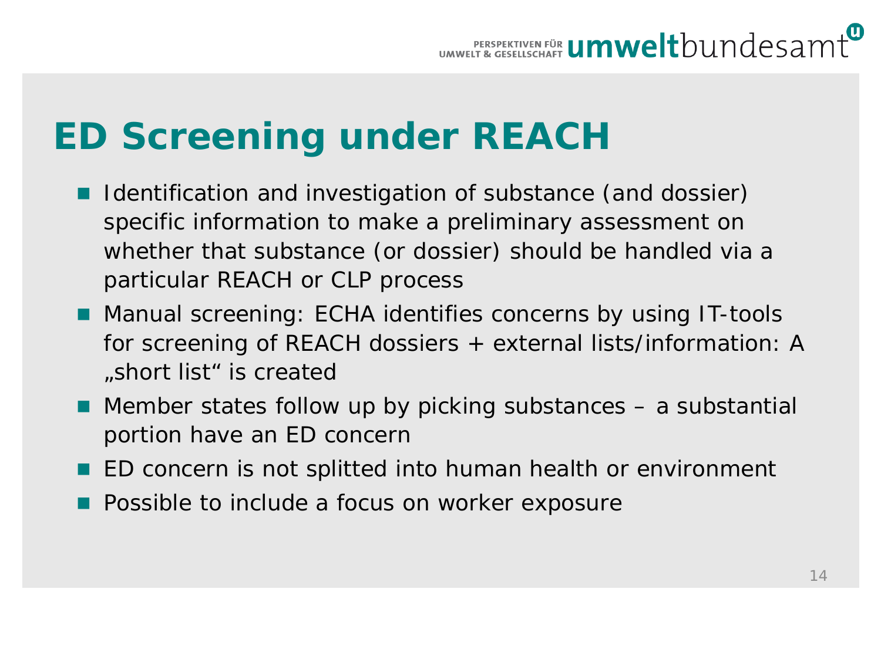# ED Screening under REACH

- Identification and investigation of substance (and dossier) specific information to make a preliminary assessment on whether that substance (or dossier) should be handled via a particular REACH or CLP process
- Manual screening: ECHA identifies concerns by using IT-tools for screening of REACH dossiers + external lists/information: A „short list" is created
- Member states follow up by picking substances – a substantial portion have an ED concern
- ED concern is not splitted into human health or environment
- Possible to include a focus on worker exposure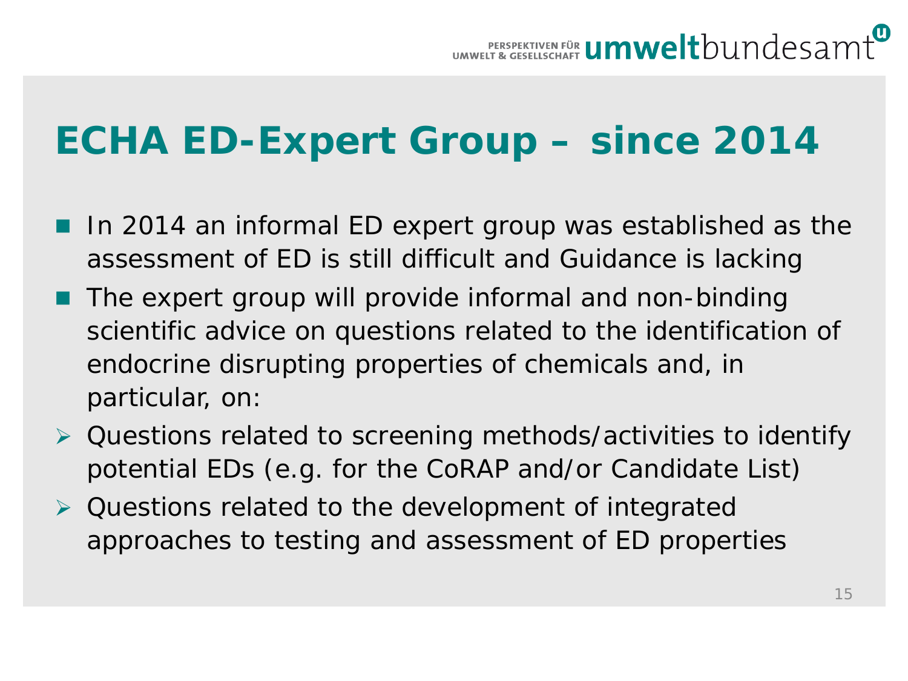# ECHA ED-Expert Group – since 2014

- In 2014 an informal ED expert group was established as the assessment of ED is still difficult and Guidance is lacking
- The expert group will provide informal and non-binding scientific advice on questions related to the identification of endocrine disrupting properties of chemicals and, in particular, on:
  - Questions related to screening methods/activities to identify potential EDs (e.g. for the CoRAP and/or Candidate List)
  - Questions related to the development of integrated approaches to testing and assessment of ED properties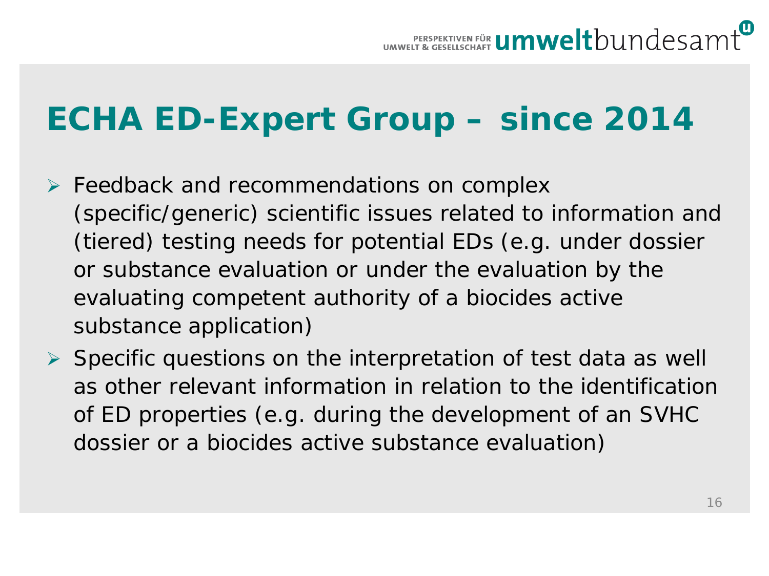# ECHA ED-Expert Group – since 2014

- Feedback and recommendations on complex (specific/generic) scientific issues related to information and (tiered) testing needs for potential EDs (e.g. under dossier or substance evaluation or under the evaluation by the evaluating competent authority of a biocides active substance application)
- Specific questions on the interpretation of test data as well as other relevant information in relation to the identification of ED properties (e.g. during the development of an SVHC dossier or a biocides active substance evaluation)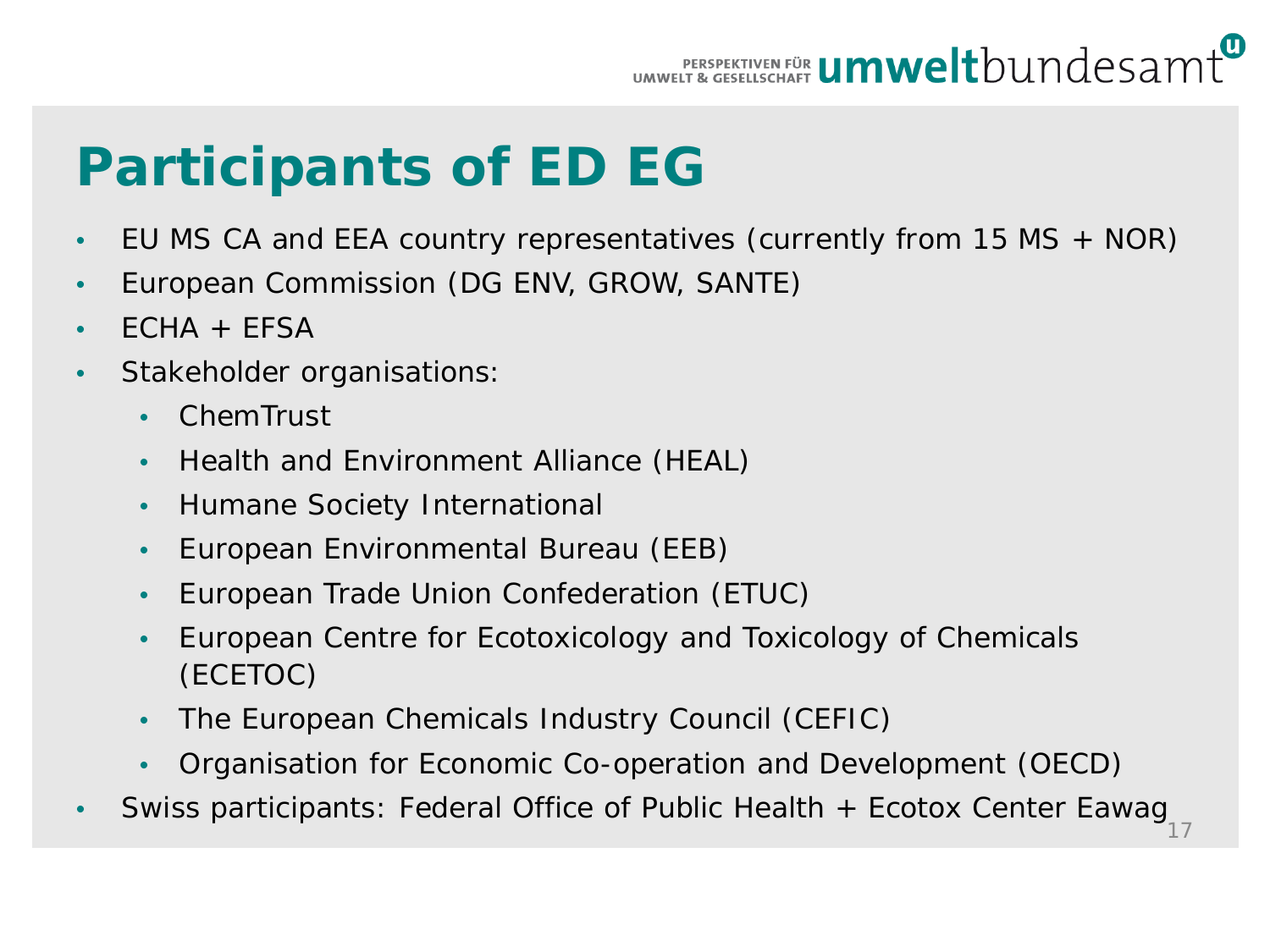# Participants of ED EG

- EU MS CA and EEA country representatives (currently from 15 MS + NOR)
- European Commission (DG ENV, GROW, SANTE)
- ECHA + EFSA
- Stakeholder organisations:
  - ChemTrust
  - Health and Environment Alliance (HEAL)
  - Humane Society International
  - European Environmental Bureau (EEB)
  - European Trade Union Confederation (ETUC)
  - European Centre for Ecotoxicology and Toxicology of Chemicals (ECETOC)
  - The European Chemicals Industry Council (CEFIC)
  - Organisation for Economic Co-operation and Development (OECD)
- Swiss participants: Federal Office of Public Health + Ecotox Center Eawag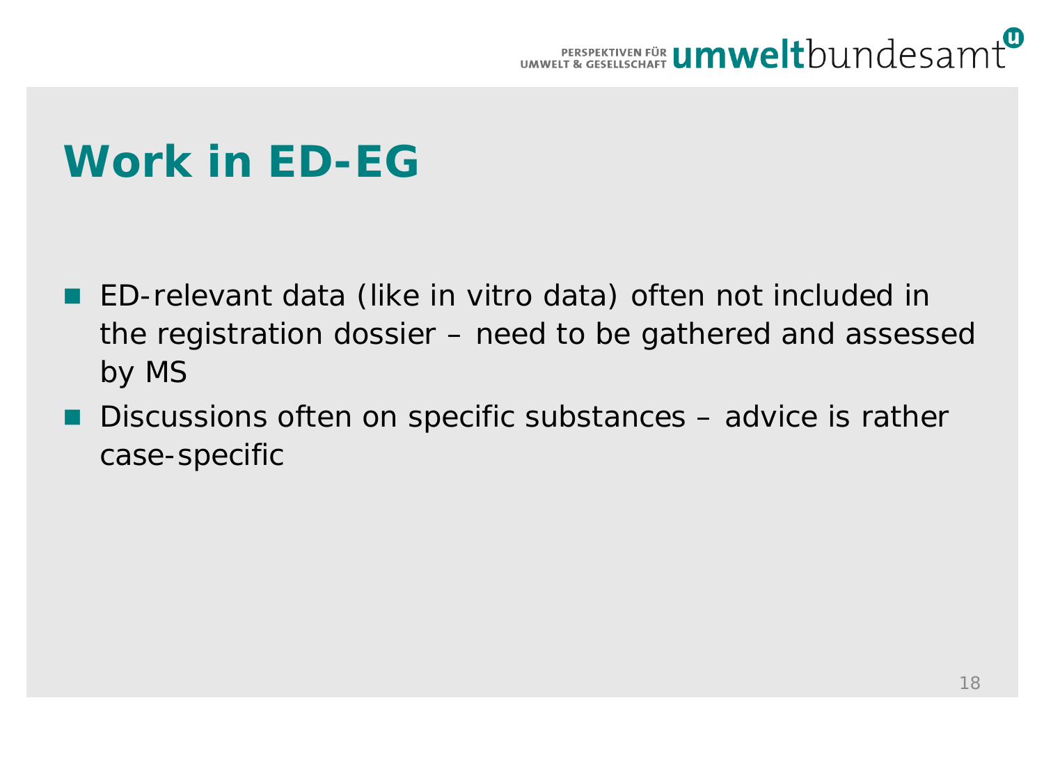# Work in ED-EG

- ED-relevant data (like in vitro data) often not included in the registration dossier – need to be gathered and assessed by MS
- Discussions often on specific substances – advice is rather case-specific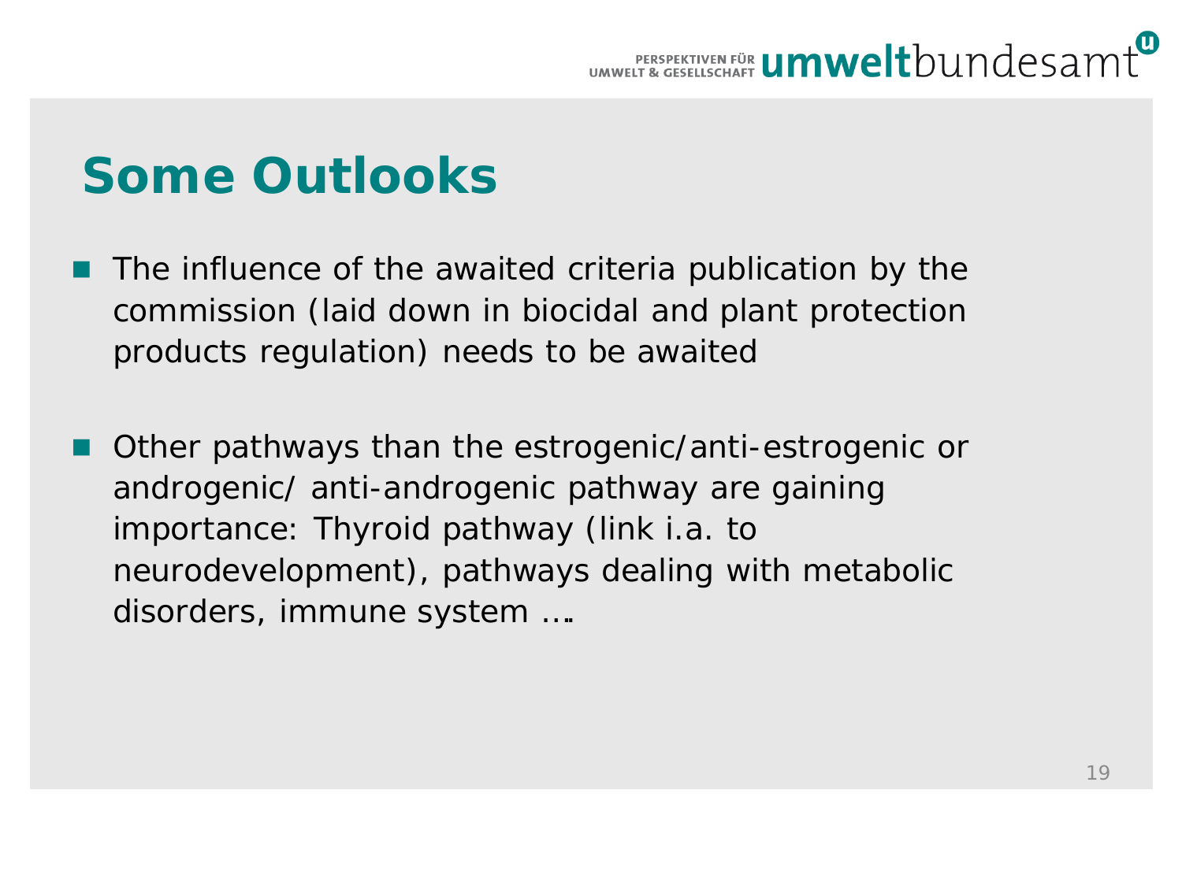# Some Outlooks

- The influence of the awaited criteria publication by the commission (laid down in biocidal and plant protection products regulation) needs to be awaited

- Other pathways than the estrogenic/anti-estrogenic or androgenic/ anti-androgenic pathway are gaining importance: Thyroid pathway (link i.a. to neurodevelopment), pathways dealing with metabolic disorders, immune system ….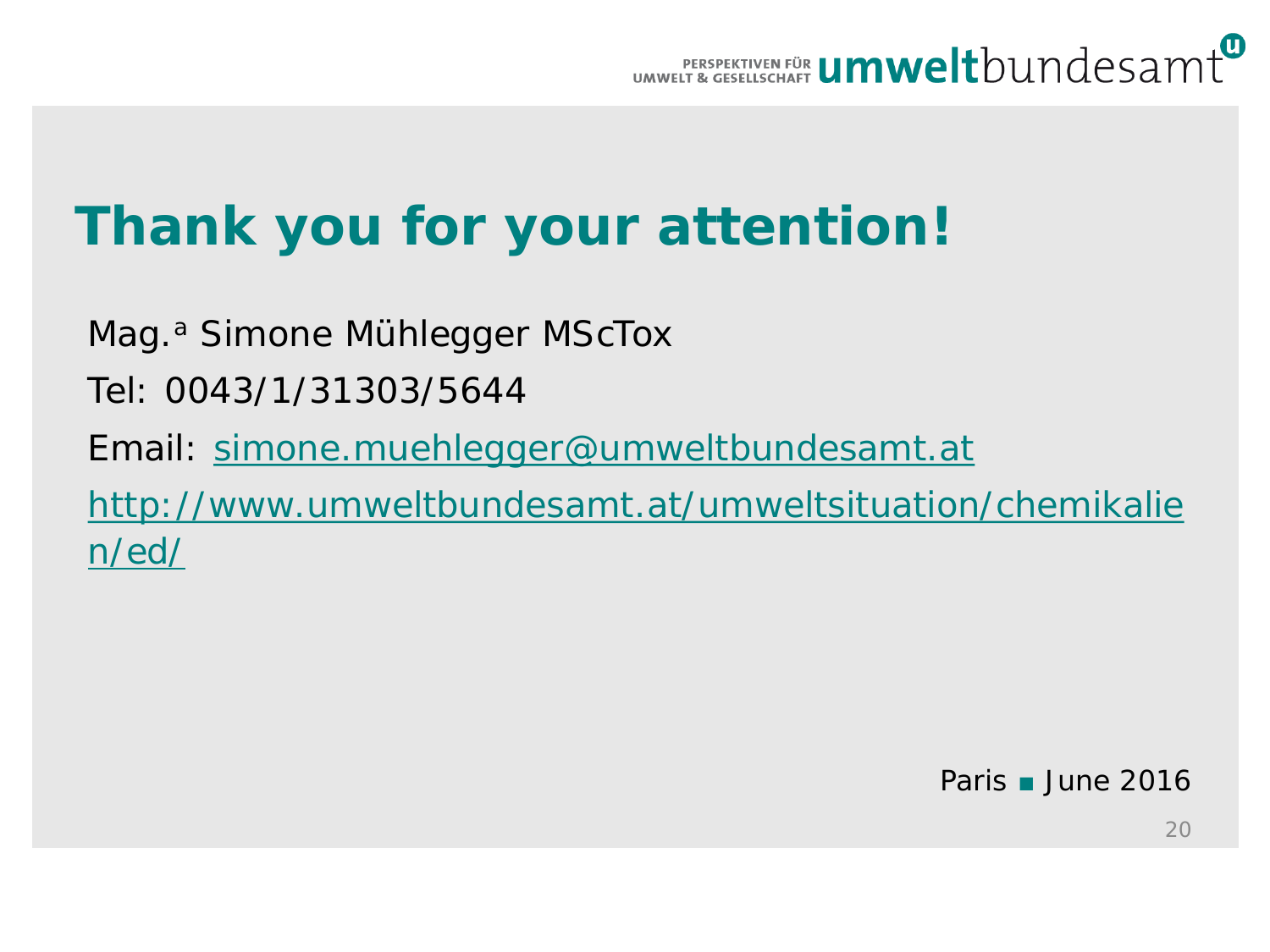# Thank you for your attention!

Mag.ª Simone Mühlegger MScTox

Tel: 0043/1/31303/5644

Email: simone.muehlegger@umweltbundesamt.at

http://www.umweltbundesamt.at/umweltsituation/chemikalien/ed/

Paris ■ June 2016